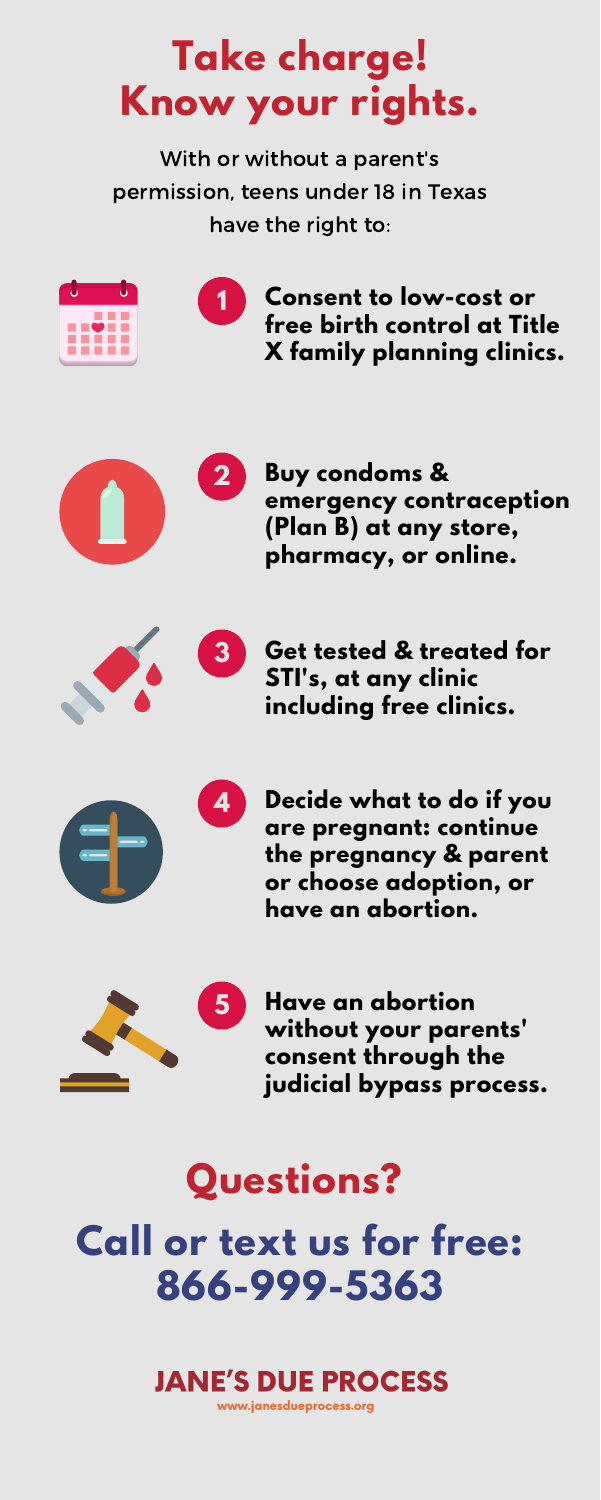# Take charge! Know your rights.

With or without a parent's permission, teens under 18 in Texas have the right to:

1. **Consent to low-cost or free birth control at Title X family planning clinics.**
2. **Buy condoms & emergency contraception (Plan B) at any store, pharmacy, or online.**
3. **Get tested & treated for STI's, at any clinic including free clinics.**
4. **Decide what to do if you are pregnant: continue the pregnancy & parent or choose adoption, or have an abortion.**
5. **Have an abortion without your parents' consent through the judicial bypass process.**

## Questions?

## Call or text us for free: 866-999-5363

**JANE'S DUE PROCESS**

www.janesdueprocess.org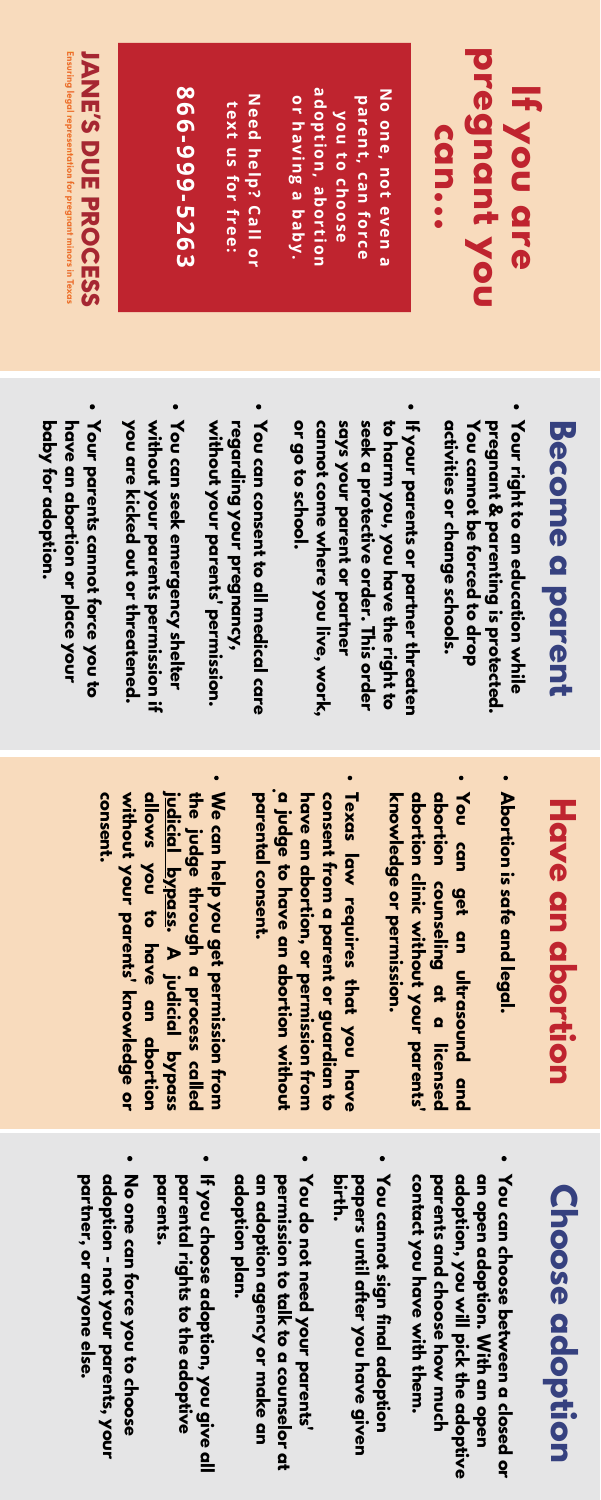# If you are pregnant you can...

No one, not even a parent, can force you to choose adoption, abortion or having a baby.

Need help? Call or text us for free:

**866-999-5263**

**JANE'S DUE PROCESS**

Ensuring legal representation for pregnant minors in Texas

## Become a parent

- Your right to an education while pregnant & parenting is protected. You cannot be forced to drop activities or change schools.
- If your parents or partner threaten to harm you, you have the right to seek a protective order. This order says your parent or partner cannot come where you live, work, or go to school.
- You can consent to all medical care regarding your pregnancy, without your parents' permission.
- You can seek emergency shelter without your parents permission if you are kicked out or threatened.
- Your parents cannot force you to have an abortion or place your baby for adoption.

## Have an abortion

- Abortion is safe and legal.
- You can get an ultrasound and abortion counseling at a licensed abortion clinic without your parents' knowledge or permission.
- Texas law requires that you have consent from a parent or guardian to have an abortion, or permission from a judge to have an abortion without parental consent.
- We can help you get permission from the judge through a process called <u>judicial bypass</u>. A judicial bypass allows you to have an abortion without your parents' knowledge or consent.

## Choose adoption

- You can choose between a closed or an open adoption. With an open adoption, you will pick the adoptive parents and choose how much contact you have with them.
- You cannot sign final adoption papers until after you have given birth.
- You do not need your parents' permission to talk to a counselor at an adoption agency or make an adoption plan.
- If you choose adoption, you give all parental rights to the adoptive parents.
- No one can force you to choose adoption - not your parents, your partner, or anyone else.